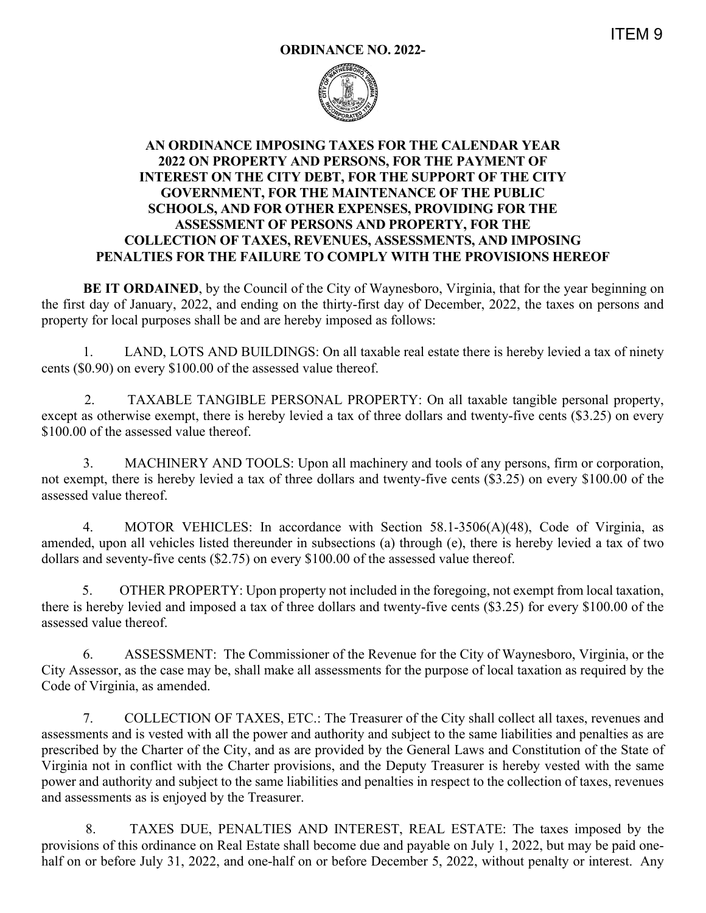ITEM 9

**ORDINANCE NO. 2022-**

**AN ORDINANCE IMPOSING TAXES FOR THE CALENDAR YEAR 2022 ON PROPERTY AND PERSONS, FOR THE PAYMENT OF INTEREST ON THE CITY DEBT, FOR THE SUPPORT OF THE CITY GOVERNMENT, FOR THE MAINTENANCE OF THE PUBLIC SCHOOLS, AND FOR OTHER EXPENSES, PROVIDING FOR THE ASSESSMENT OF PERSONS AND PROPERTY, FOR THE COLLECTION OF TAXES, REVENUES, ASSESSMENTS, AND IMPOSING PENALTIES FOR THE FAILURE TO COMPLY WITH THE PROVISIONS HEREOF**

**BE IT ORDAINED**, by the Council of the City of Waynesboro, Virginia, that for the year beginning on the first day of January, 2022, and ending on the thirty-first day of December, 2022, the taxes on persons and property for local purposes shall be and are hereby imposed as follows:

1. LAND, LOTS AND BUILDINGS: On all taxable real estate there is hereby levied a tax of ninety cents ($0.90) on every $100.00 of the assessed value thereof.

2. TAXABLE TANGIBLE PERSONAL PROPERTY: On all taxable tangible personal property, except as otherwise exempt, there is hereby levied a tax of three dollars and twenty-five cents ($3.25) on every $100.00 of the assessed value thereof.

3. MACHINERY AND TOOLS: Upon all machinery and tools of any persons, firm or corporation, not exempt, there is hereby levied a tax of three dollars and twenty-five cents ($3.25) on every $100.00 of the assessed value thereof.

4. MOTOR VEHICLES: In accordance with Section 58.1-3506(A)(48), Code of Virginia, as amended, upon all vehicles listed thereunder in subsections (a) through (e), there is hereby levied a tax of two dollars and seventy-five cents ($2.75) on every $100.00 of the assessed value thereof.

5. OTHER PROPERTY: Upon property not included in the foregoing, not exempt from local taxation, there is hereby levied and imposed a tax of three dollars and twenty-five cents ($3.25) for every $100.00 of the assessed value thereof.

6. ASSESSMENT: The Commissioner of the Revenue for the City of Waynesboro, Virginia, or the City Assessor, as the case may be, shall make all assessments for the purpose of local taxation as required by the Code of Virginia, as amended.

7. COLLECTION OF TAXES, ETC.: The Treasurer of the City shall collect all taxes, revenues and assessments and is vested with all the power and authority and subject to the same liabilities and penalties as are prescribed by the Charter of the City, and as are provided by the General Laws and Constitution of the State of Virginia not in conflict with the Charter provisions, and the Deputy Treasurer is hereby vested with the same power and authority and subject to the same liabilities and penalties in respect to the collection of taxes, revenues and assessments as is enjoyed by the Treasurer.

8. TAXES DUE, PENALTIES AND INTEREST, REAL ESTATE: The taxes imposed by the provisions of this ordinance on Real Estate shall become due and payable on July 1, 2022, but may be paid one-half on or before July 31, 2022, and one-half on or before December 5, 2022, without penalty or interest. Any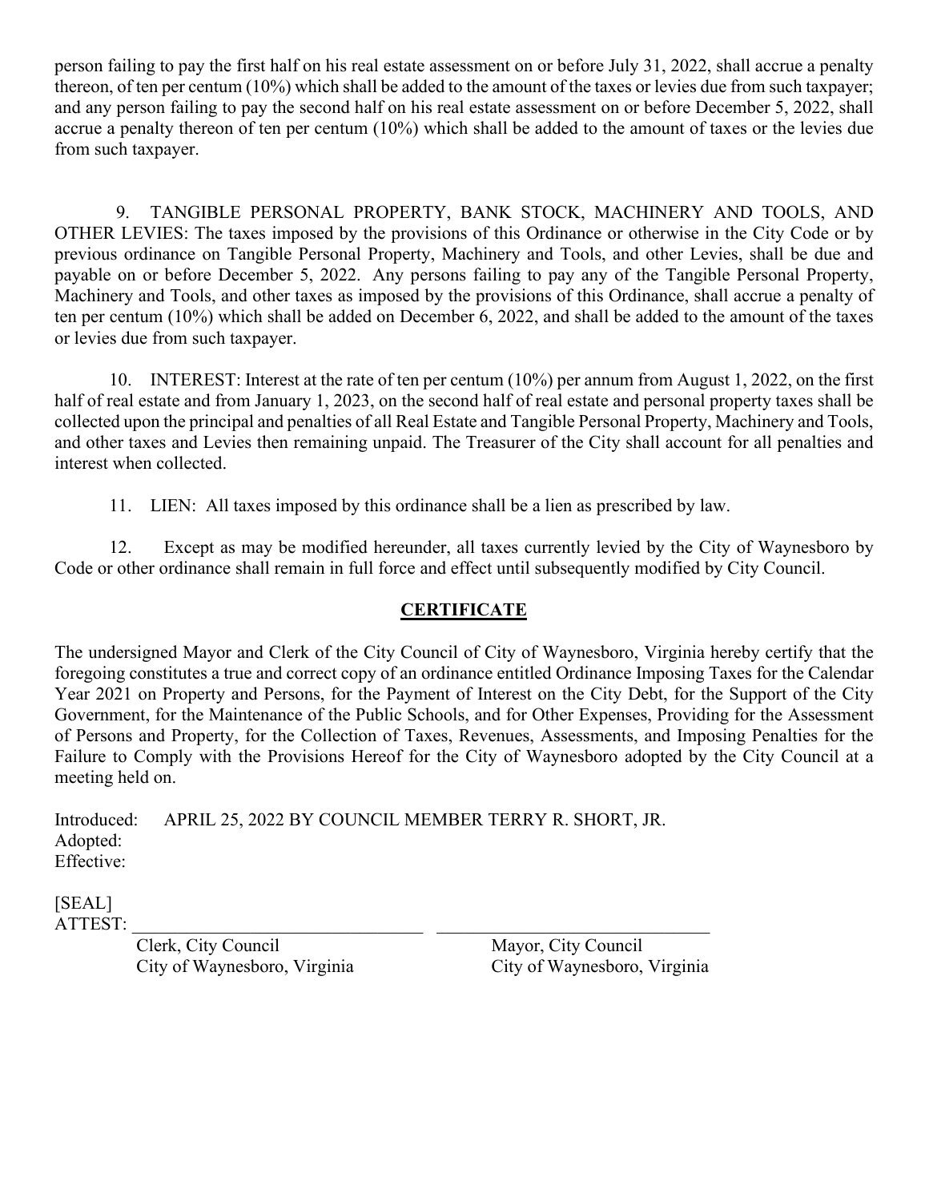person failing to pay the first half on his real estate assessment on or before July 31, 2022, shall accrue a penalty thereon, of ten per centum (10%) which shall be added to the amount of the taxes or levies due from such taxpayer; and any person failing to pay the second half on his real estate assessment on or before December 5, 2022, shall accrue a penalty thereon of ten per centum (10%) which shall be added to the amount of taxes or the levies due from such taxpayer.

9. TANGIBLE PERSONAL PROPERTY, BANK STOCK, MACHINERY AND TOOLS, AND OTHER LEVIES: The taxes imposed by the provisions of this Ordinance or otherwise in the City Code or by previous ordinance on Tangible Personal Property, Machinery and Tools, and other Levies, shall be due and payable on or before December 5, 2022. Any persons failing to pay any of the Tangible Personal Property, Machinery and Tools, and other taxes as imposed by the provisions of this Ordinance, shall accrue a penalty of ten per centum (10%) which shall be added on December 6, 2022, and shall be added to the amount of the taxes or levies due from such taxpayer.

10. INTEREST: Interest at the rate of ten per centum (10%) per annum from August 1, 2022, on the first half of real estate and from January 1, 2023, on the second half of real estate and personal property taxes shall be collected upon the principal and penalties of all Real Estate and Tangible Personal Property, Machinery and Tools, and other taxes and Levies then remaining unpaid. The Treasurer of the City shall account for all penalties and interest when collected.

11. LIEN: All taxes imposed by this ordinance shall be a lien as prescribed by law.

12. Except as may be modified hereunder, all taxes currently levied by the City of Waynesboro by Code or other ordinance shall remain in full force and effect until subsequently modified by City Council.

## CERTIFICATE

The undersigned Mayor and Clerk of the City Council of City of Waynesboro, Virginia hereby certify that the foregoing constitutes a true and correct copy of an ordinance entitled Ordinance Imposing Taxes for the Calendar Year 2021 on Property and Persons, for the Payment of Interest on the City Debt, for the Support of the City Government, for the Maintenance of the Public Schools, and for Other Expenses, Providing for the Assessment of Persons and Property, for the Collection of Taxes, Revenues, Assessments, and Imposing Penalties for the Failure to Comply with the Provisions Hereof for the City of Waynesboro adopted by the City Council at a meeting held on.

Introduced: APRIL 25, 2022 BY COUNCIL MEMBER TERRY R. SHORT, JR.
Adopted:
Effective:

[SEAL]
ATTEST: ______________________________ ______________________________

Clerk, City Council
City of Waynesboro, Virginia

Mayor, City Council
City of Waynesboro, Virginia